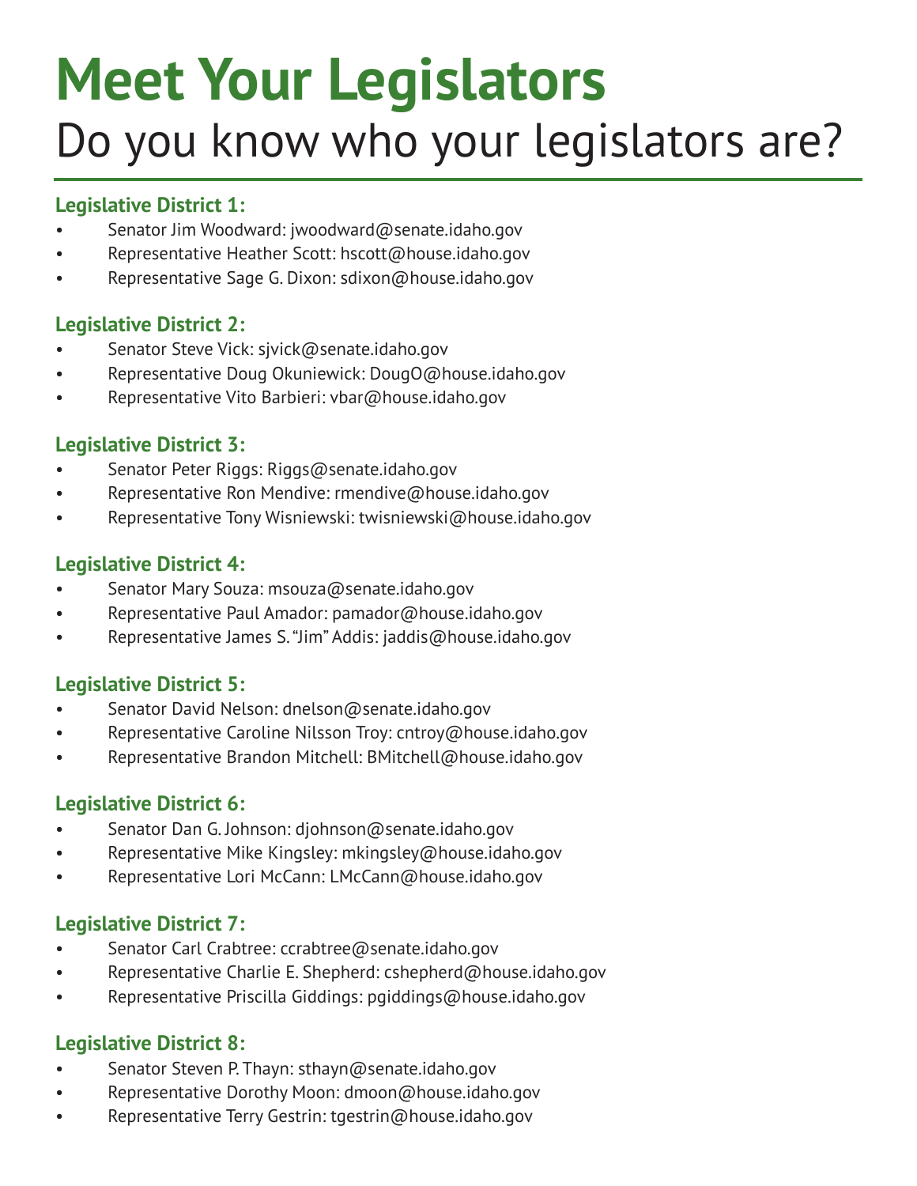# Meet Your Legislators

## Do you know who your legislators are?

### Legislative District 1:

- Senator Jim Woodward: jwoodward@senate.idaho.gov
- Representative Heather Scott: hscott@house.idaho.gov
- Representative Sage G. Dixon: sdixon@house.idaho.gov

### Legislative District 2:

- Senator Steve Vick: sjvick@senate.idaho.gov
- Representative Doug Okuniewick: DougO@house.idaho.gov
- Representative Vito Barbieri: vbar@house.idaho.gov

### Legislative District 3:

- Senator Peter Riggs: Riggs@senate.idaho.gov
- Representative Ron Mendive: rmendive@house.idaho.gov
- Representative Tony Wisniewski: twisniewski@house.idaho.gov

### Legislative District 4:

- Senator Mary Souza: msouza@senate.idaho.gov
- Representative Paul Amador: pamador@house.idaho.gov
- Representative James S. "Jim" Addis: jaddis@house.idaho.gov

### Legislative District 5:

- Senator David Nelson: dnelson@senate.idaho.gov
- Representative Caroline Nilsson Troy: cntroy@house.idaho.gov
- Representative Brandon Mitchell: BMitchell@house.idaho.gov

### Legislative District 6:

- Senator Dan G. Johnson: djohnson@senate.idaho.gov
- Representative Mike Kingsley: mkingsley@house.idaho.gov
- Representative Lori McCann: LMcCann@house.idaho.gov

### Legislative District 7:

- Senator Carl Crabtree: ccrabtree@senate.idaho.gov
- Representative Charlie E. Shepherd: cshepherd@house.idaho.gov
- Representative Priscilla Giddings: pgiddings@house.idaho.gov

### Legislative District 8:

- Senator Steven P. Thayn: sthayn@senate.idaho.gov
- Representative Dorothy Moon: dmoon@house.idaho.gov
- Representative Terry Gestrin: tgestrin@house.idaho.gov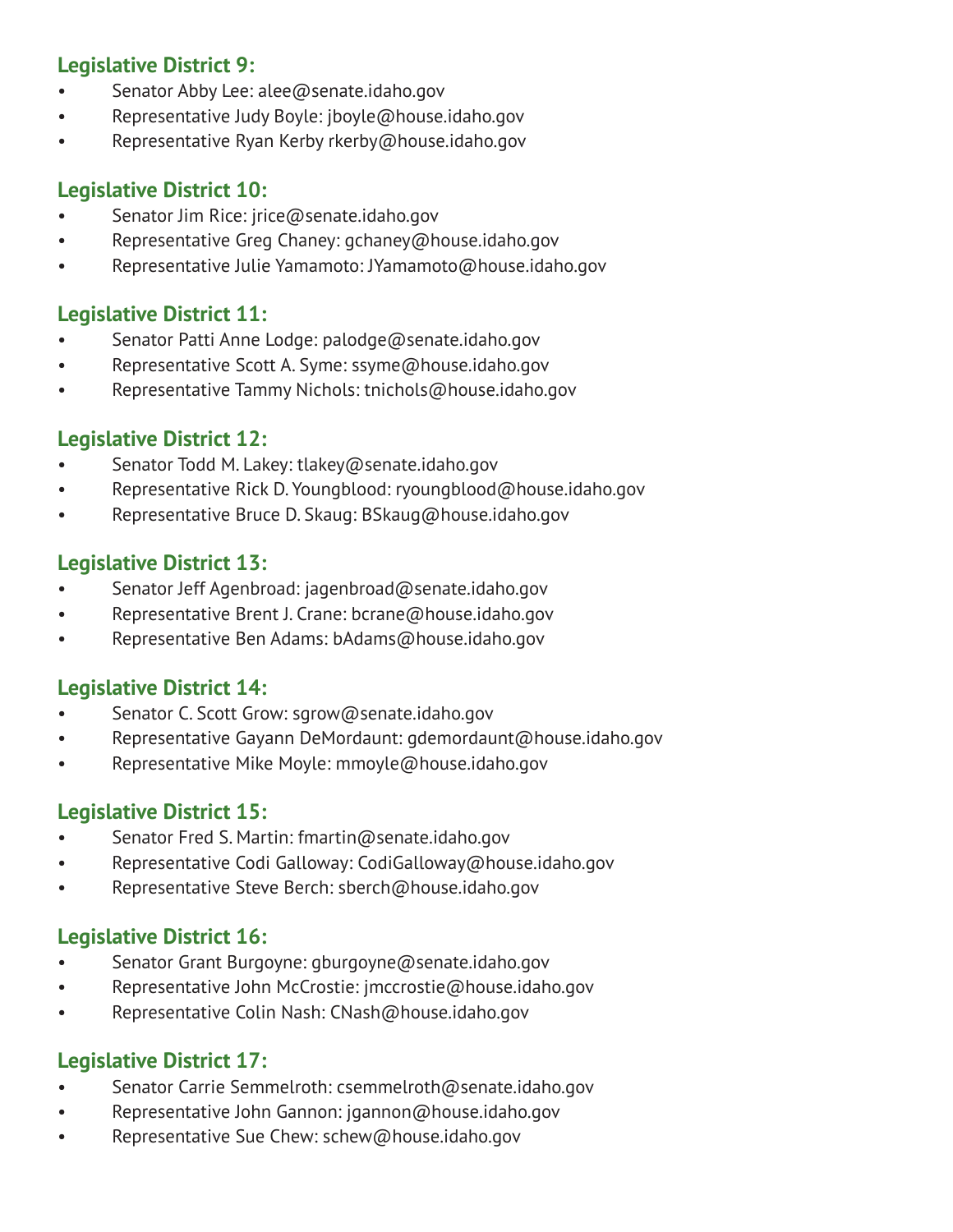### Legislative District 9:

- Senator Abby Lee: alee@senate.idaho.gov
- Representative Judy Boyle: jboyle@house.idaho.gov
- Representative Ryan Kerby rkerby@house.idaho.gov

### Legislative District 10:

- Senator Jim Rice: jrice@senate.idaho.gov
- Representative Greg Chaney: gchaney@house.idaho.gov
- Representative Julie Yamamoto: JYamamoto@house.idaho.gov

### Legislative District 11:

- Senator Patti Anne Lodge: palodge@senate.idaho.gov
- Representative Scott A. Syme: ssyme@house.idaho.gov
- Representative Tammy Nichols: tnichols@house.idaho.gov

### Legislative District 12:

- Senator Todd M. Lakey: tlakey@senate.idaho.gov
- Representative Rick D. Youngblood: ryoungblood@house.idaho.gov
- Representative Bruce D. Skaug: BSkaug@house.idaho.gov

### Legislative District 13:

- Senator Jeff Agenbroad: jagenbroad@senate.idaho.gov
- Representative Brent J. Crane: bcrane@house.idaho.gov
- Representative Ben Adams: bAdams@house.idaho.gov

### Legislative District 14:

- Senator C. Scott Grow: sgrow@senate.idaho.gov
- Representative Gayann DeMordaunt: gdemordaunt@house.idaho.gov
- Representative Mike Moyle: mmoyle@house.idaho.gov

### Legislative District 15:

- Senator Fred S. Martin: fmartin@senate.idaho.gov
- Representative Codi Galloway: CodiGalloway@house.idaho.gov
- Representative Steve Berch: sberch@house.idaho.gov

### Legislative District 16:

- Senator Grant Burgoyne: gburgoyne@senate.idaho.gov
- Representative John McCrostie: jmccrostie@house.idaho.gov
- Representative Colin Nash: CNash@house.idaho.gov

### Legislative District 17:

- Senator Carrie Semmelroth: csemmelroth@senate.idaho.gov
- Representative John Gannon: jgannon@house.idaho.gov
- Representative Sue Chew: schew@house.idaho.gov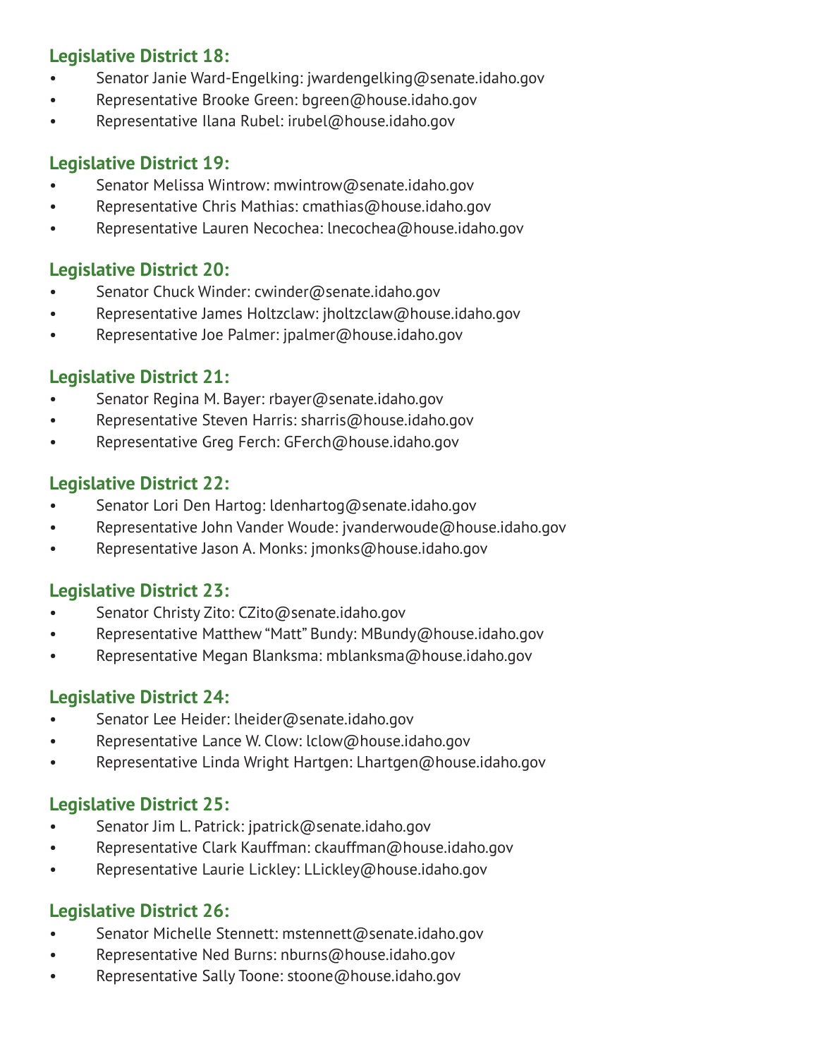### Legislative District 18:

- Senator Janie Ward-Engelking: jwardengelking@senate.idaho.gov
- Representative Brooke Green: bgreen@house.idaho.gov
- Representative Ilana Rubel: irubel@house.idaho.gov

### Legislative District 19:

- Senator Melissa Wintrow: mwintrow@senate.idaho.gov
- Representative Chris Mathias: cmathias@house.idaho.gov
- Representative Lauren Necochea: lnecochea@house.idaho.gov

### Legislative District 20:

- Senator Chuck Winder: cwinder@senate.idaho.gov
- Representative James Holtzclaw: jholtzclaw@house.idaho.gov
- Representative Joe Palmer: jpalmer@house.idaho.gov

### Legislative District 21:

- Senator Regina M. Bayer: rbayer@senate.idaho.gov
- Representative Steven Harris: sharris@house.idaho.gov
- Representative Greg Ferch: GFerch@house.idaho.gov

### Legislative District 22:

- Senator Lori Den Hartog: ldenhartog@senate.idaho.gov
- Representative John Vander Woude: jvanderwoude@house.idaho.gov
- Representative Jason A. Monks: jmonks@house.idaho.gov

### Legislative District 23:

- Senator Christy Zito: CZito@senate.idaho.gov
- Representative Matthew "Matt" Bundy: MBundy@house.idaho.gov
- Representative Megan Blanksma: mblanksma@house.idaho.gov

### Legislative District 24:

- Senator Lee Heider: lheider@senate.idaho.gov
- Representative Lance W. Clow: lclow@house.idaho.gov
- Representative Linda Wright Hartgen: Lhartgen@house.idaho.gov

### Legislative District 25:

- Senator Jim L. Patrick: jpatrick@senate.idaho.gov
- Representative Clark Kauffman: ckauffman@house.idaho.gov
- Representative Laurie Lickley: LLickley@house.idaho.gov

### Legislative District 26:

- Senator Michelle Stennett: mstennett@senate.idaho.gov
- Representative Ned Burns: nburns@house.idaho.gov
- Representative Sally Toone: stoone@house.idaho.gov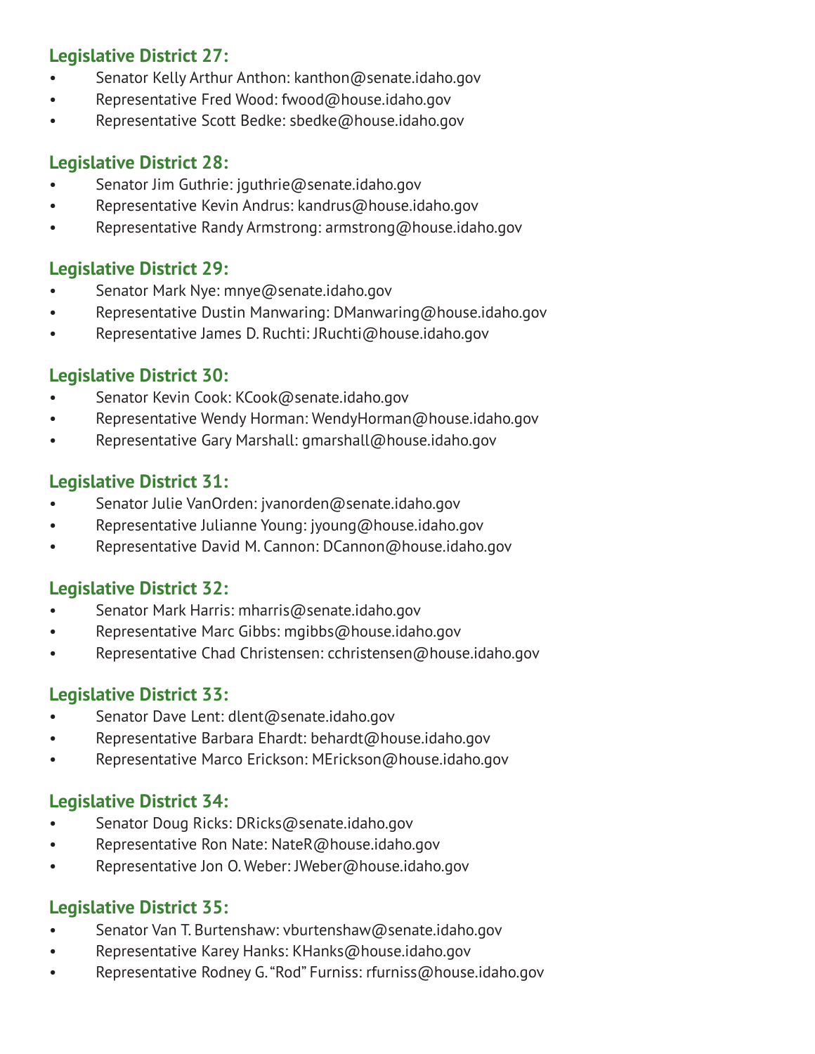### Legislative District 27:

- Senator Kelly Arthur Anthon: kanthon@senate.idaho.gov
- Representative Fred Wood: fwood@house.idaho.gov
- Representative Scott Bedke: sbedke@house.idaho.gov

### Legislative District 28:

- Senator Jim Guthrie: jguthrie@senate.idaho.gov
- Representative Kevin Andrus: kandrus@house.idaho.gov
- Representative Randy Armstrong: armstrong@house.idaho.gov

### Legislative District 29:

- Senator Mark Nye: mnye@senate.idaho.gov
- Representative Dustin Manwaring: DManwaring@house.idaho.gov
- Representative James D. Ruchti: JRuchti@house.idaho.gov

### Legislative District 30:

- Senator Kevin Cook: KCook@senate.idaho.gov
- Representative Wendy Horman: WendyHorman@house.idaho.gov
- Representative Gary Marshall: gmarshall@house.idaho.gov

### Legislative District 31:

- Senator Julie VanOrden: jvanorden@senate.idaho.gov
- Representative Julianne Young: jyoung@house.idaho.gov
- Representative David M. Cannon: DCannon@house.idaho.gov

### Legislative District 32:

- Senator Mark Harris: mharris@senate.idaho.gov
- Representative Marc Gibbs: mgibbs@house.idaho.gov
- Representative Chad Christensen: cchristensen@house.idaho.gov

### Legislative District 33:

- Senator Dave Lent: dlent@senate.idaho.gov
- Representative Barbara Ehardt: behardt@house.idaho.gov
- Representative Marco Erickson: MErickson@house.idaho.gov

### Legislative District 34:

- Senator Doug Ricks: DRicks@senate.idaho.gov
- Representative Ron Nate: NateR@house.idaho.gov
- Representative Jon O. Weber: JWeber@house.idaho.gov

### Legislative District 35:

- Senator Van T. Burtenshaw: vburtenshaw@senate.idaho.gov
- Representative Karey Hanks: KHanks@house.idaho.gov
- Representative Rodney G. "Rod" Furniss: rfurniss@house.idaho.gov